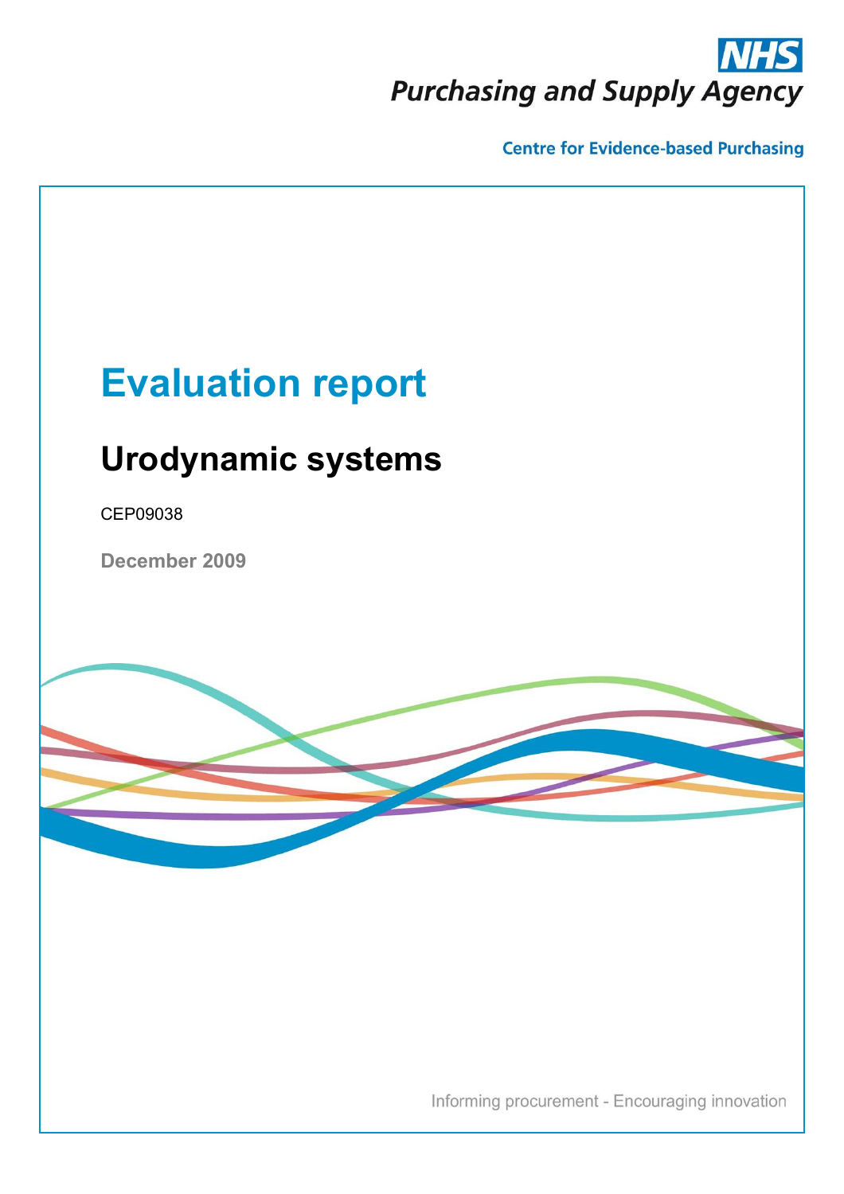NHS Purchasing and Supply Agency

Centre for Evidence-based Purchasing

# Evaluation report

## Urodynamic systems

CEP09038

**December 2009**

Informing procurement - Encouraging innovation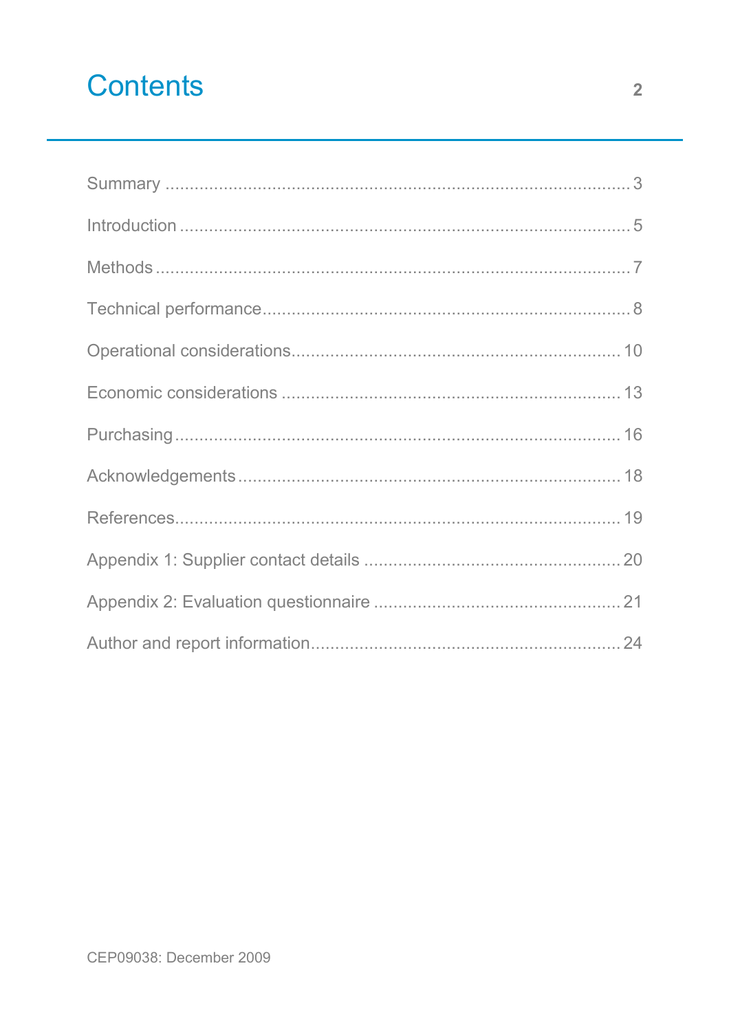# Contents

Summary ... 3

Introduction ... 5

Methods ... 7

Technical performance ... 8

Operational considerations ... 10

Economic considerations ... 13

Purchasing ... 16

Acknowledgements ... 18

References ... 19

Appendix 1: Supplier contact details ... 20

Appendix 2: Evaluation questionnaire ... 21

Author and report information ... 24

CEP09038: December 2009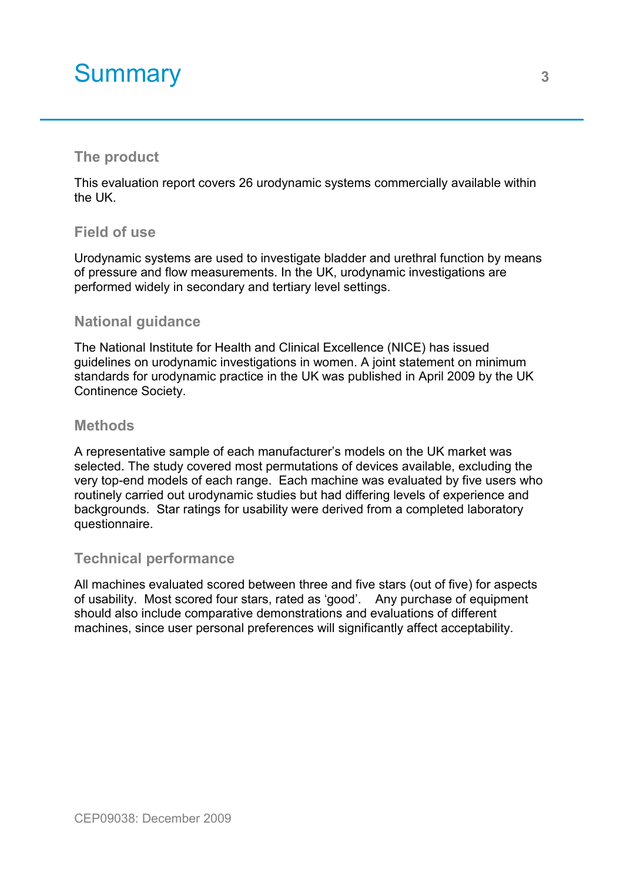# Summary

## The product

This evaluation report covers 26 urodynamic systems commercially available within the UK.

## Field of use

Urodynamic systems are used to investigate bladder and urethral function by means of pressure and flow measurements. In the UK, urodynamic investigations are performed widely in secondary and tertiary level settings.

## National guidance

The National Institute for Health and Clinical Excellence (NICE) has issued guidelines on urodynamic investigations in women. A joint statement on minimum standards for urodynamic practice in the UK was published in April 2009 by the UK Continence Society.

## Methods

A representative sample of each manufacturer's models on the UK market was selected. The study covered most permutations of devices available, excluding the very top-end models of each range. Each machine was evaluated by five users who routinely carried out urodynamic studies but had differing levels of experience and backgrounds. Star ratings for usability were derived from a completed laboratory questionnaire.

## Technical performance

All machines evaluated scored between three and five stars (out of five) for aspects of usability. Most scored four stars, rated as 'good'. Any purchase of equipment should also include comparative demonstrations and evaluations of different machines, since user personal preferences will significantly affect acceptability.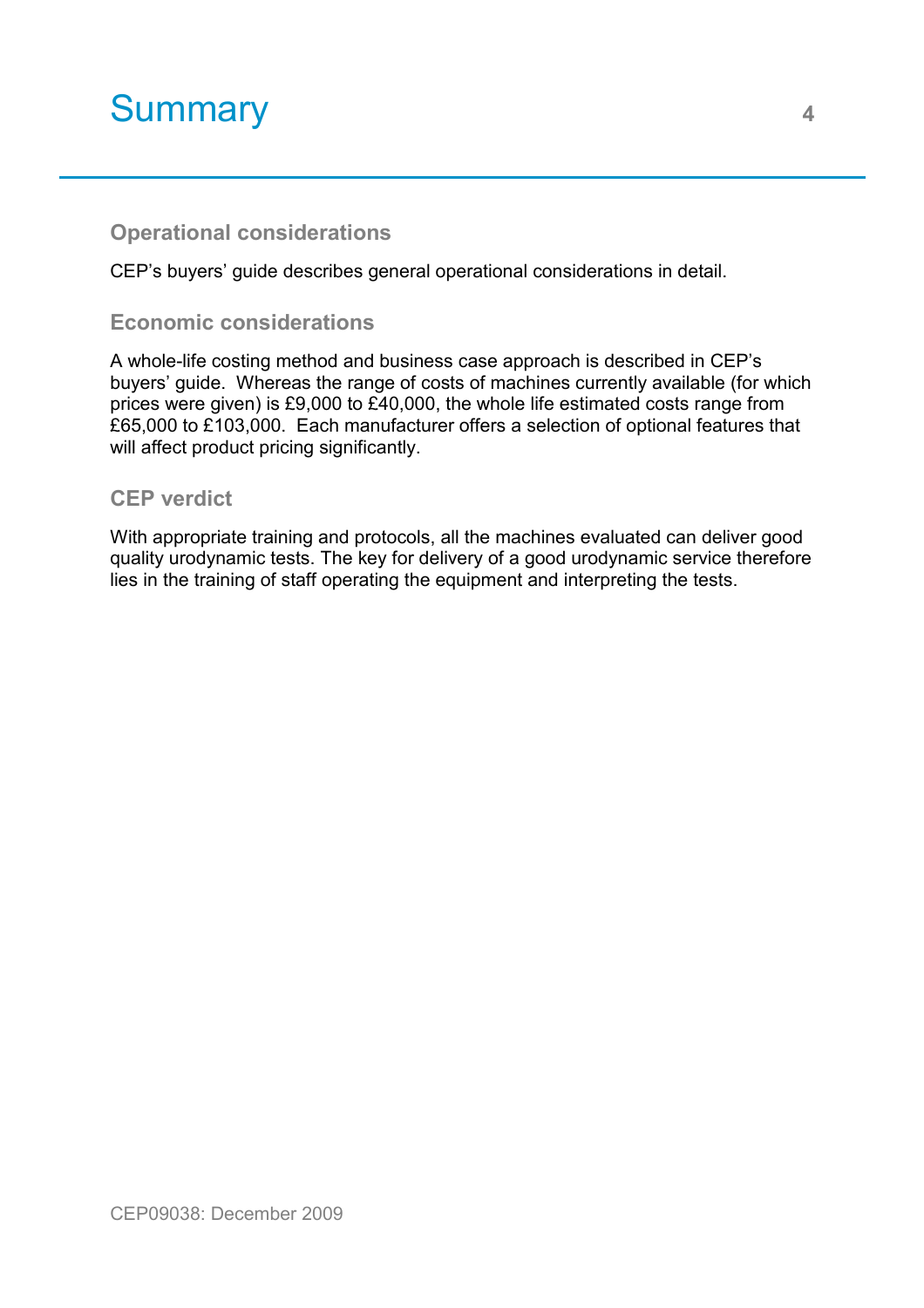# Summary

## Operational considerations

CEP's buyers' guide describes general operational considerations in detail.

## Economic considerations

A whole-life costing method and business case approach is described in CEP's buyers' guide. Whereas the range of costs of machines currently available (for which prices were given) is £9,000 to £40,000, the whole life estimated costs range from £65,000 to £103,000. Each manufacturer offers a selection of optional features that will affect product pricing significantly.

## CEP verdict

With appropriate training and protocols, all the machines evaluated can deliver good quality urodynamic tests. The key for delivery of a good urodynamic service therefore lies in the training of staff operating the equipment and interpreting the tests.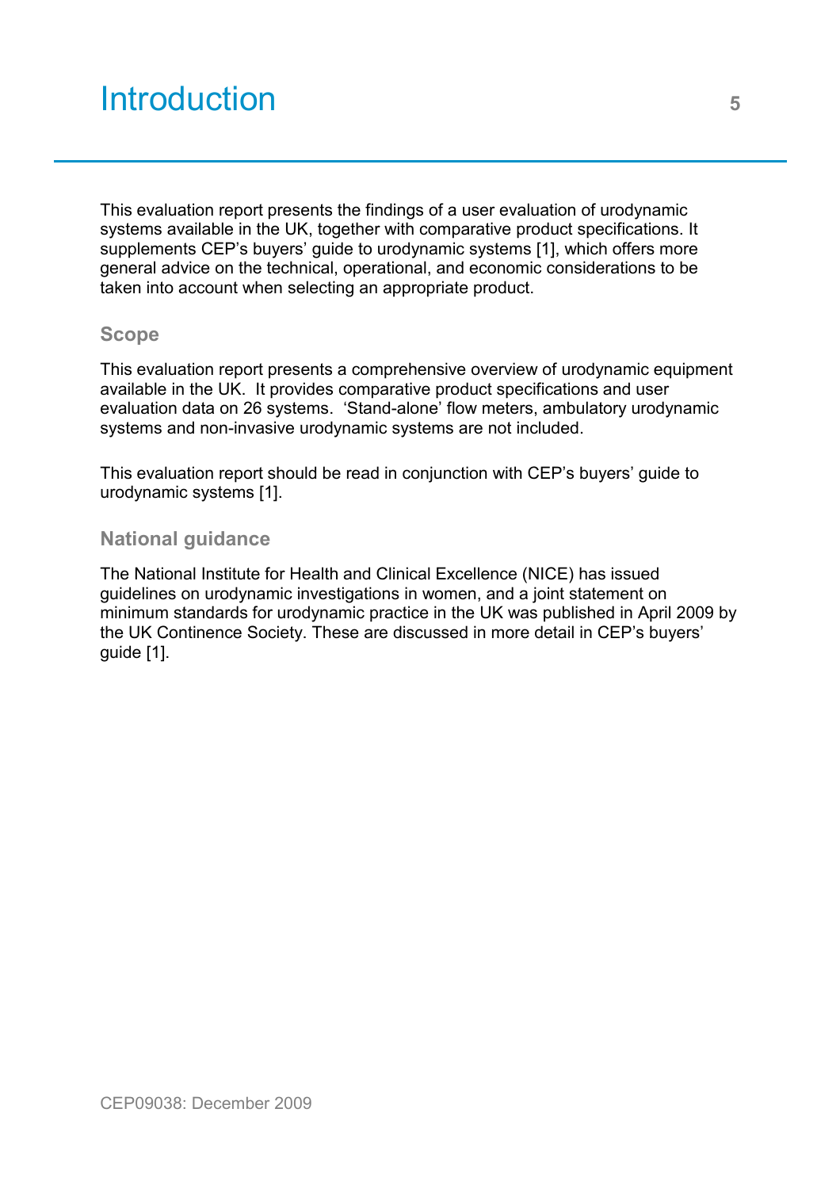# Introduction

This evaluation report presents the findings of a user evaluation of urodynamic systems available in the UK, together with comparative product specifications. It supplements CEP's buyers' guide to urodynamic systems [1], which offers more general advice on the technical, operational, and economic considerations to be taken into account when selecting an appropriate product.

## Scope

This evaluation report presents a comprehensive overview of urodynamic equipment available in the UK. It provides comparative product specifications and user evaluation data on 26 systems. 'Stand-alone' flow meters, ambulatory urodynamic systems and non-invasive urodynamic systems are not included.

This evaluation report should be read in conjunction with CEP's buyers' guide to urodynamic systems [1].

## National guidance

The National Institute for Health and Clinical Excellence (NICE) has issued guidelines on urodynamic investigations in women, and a joint statement on minimum standards for urodynamic practice in the UK was published in April 2009 by the UK Continence Society. These are discussed in more detail in CEP's buyers' guide [1].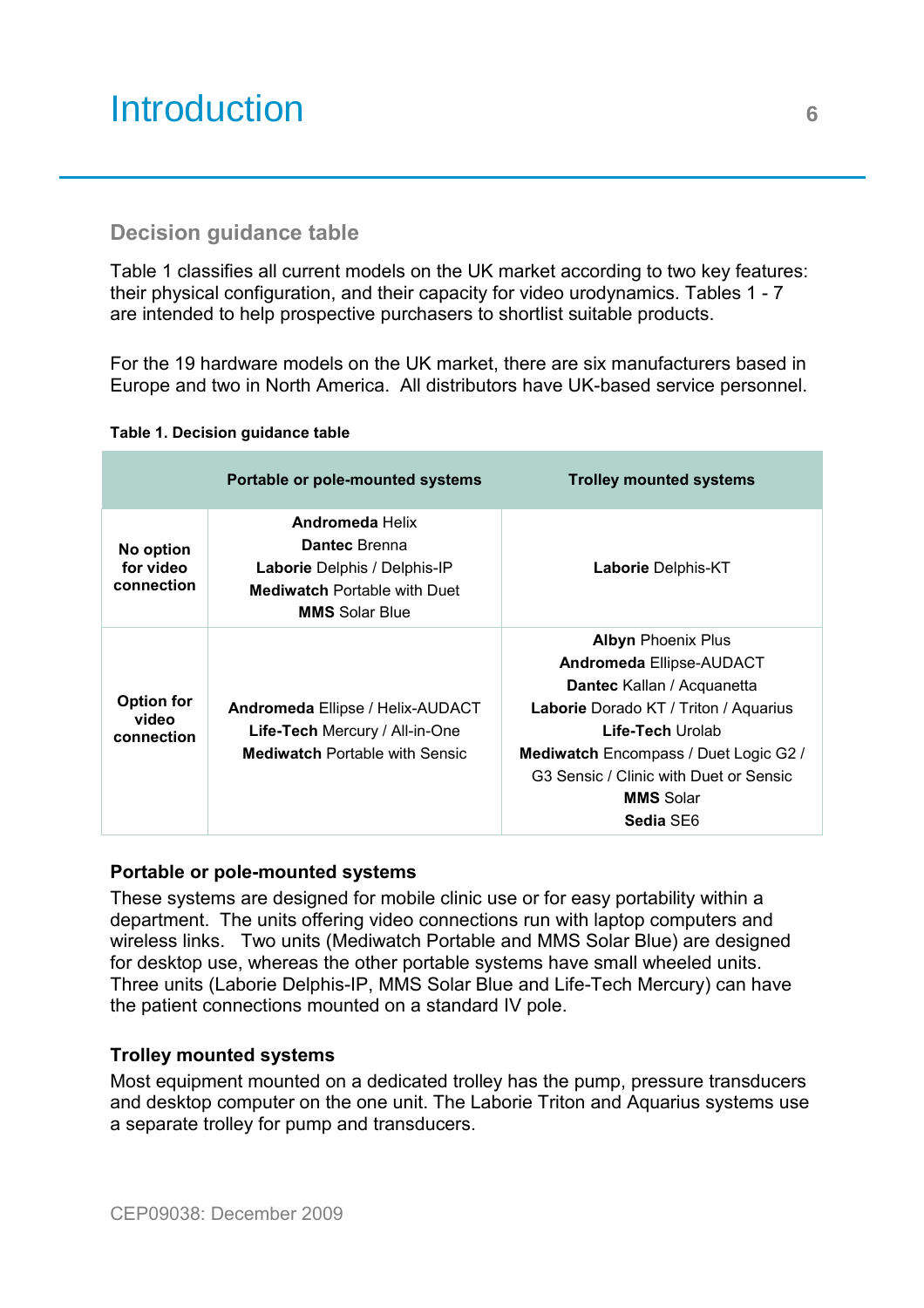# Introduction

## Decision guidance table

Table 1 classifies all current models on the UK market according to two key features: their physical configuration, and their capacity for video urodynamics. Tables 1 - 7 are intended to help prospective purchasers to shortlist suitable products.

For the 19 hardware models on the UK market, there are six manufacturers based in Europe and two in North America. All distributors have UK-based service personnel.

**Table 1. Decision guidance table**

| | Portable or pole-mounted systems | Trolley mounted systems |
|---|---|---|
| **No option for video connection** | **Andromeda** Helix<br>**Dantec** Brenna<br>**Laborie** Delphis / Delphis-IP<br>**Mediwatch** Portable with Duet<br>**MMS** Solar Blue | **Laborie** Delphis-KT |
| **Option for video connection** | **Andromeda** Ellipse / Helix-AUDACT<br>**Life-Tech** Mercury / All-in-One<br>**Mediwatch** Portable with Sensic | **Albyn** Phoenix Plus<br>**Andromeda** Ellipse-AUDACT<br>**Dantec** Kallan / Acquanetta<br>**Laborie** Dorado KT / Triton / Aquarius<br>**Life-Tech** Urolab<br>**Mediwatch** Encompass / Duet Logic G2 / G3 Sensic / Clinic with Duet or Sensic<br>**MMS** Solar<br>**Sedia** SE6 |

### Portable or pole-mounted systems

These systems are designed for mobile clinic use or for easy portability within a department. The units offering video connections run with laptop computers and wireless links. Two units (Mediwatch Portable and MMS Solar Blue) are designed for desktop use, whereas the other portable systems have small wheeled units. Three units (Laborie Delphis-IP, MMS Solar Blue and Life-Tech Mercury) can have the patient connections mounted on a standard IV pole.

### Trolley mounted systems

Most equipment mounted on a dedicated trolley has the pump, pressure transducers and desktop computer on the one unit. The Laborie Triton and Aquarius systems use a separate trolley for pump and transducers.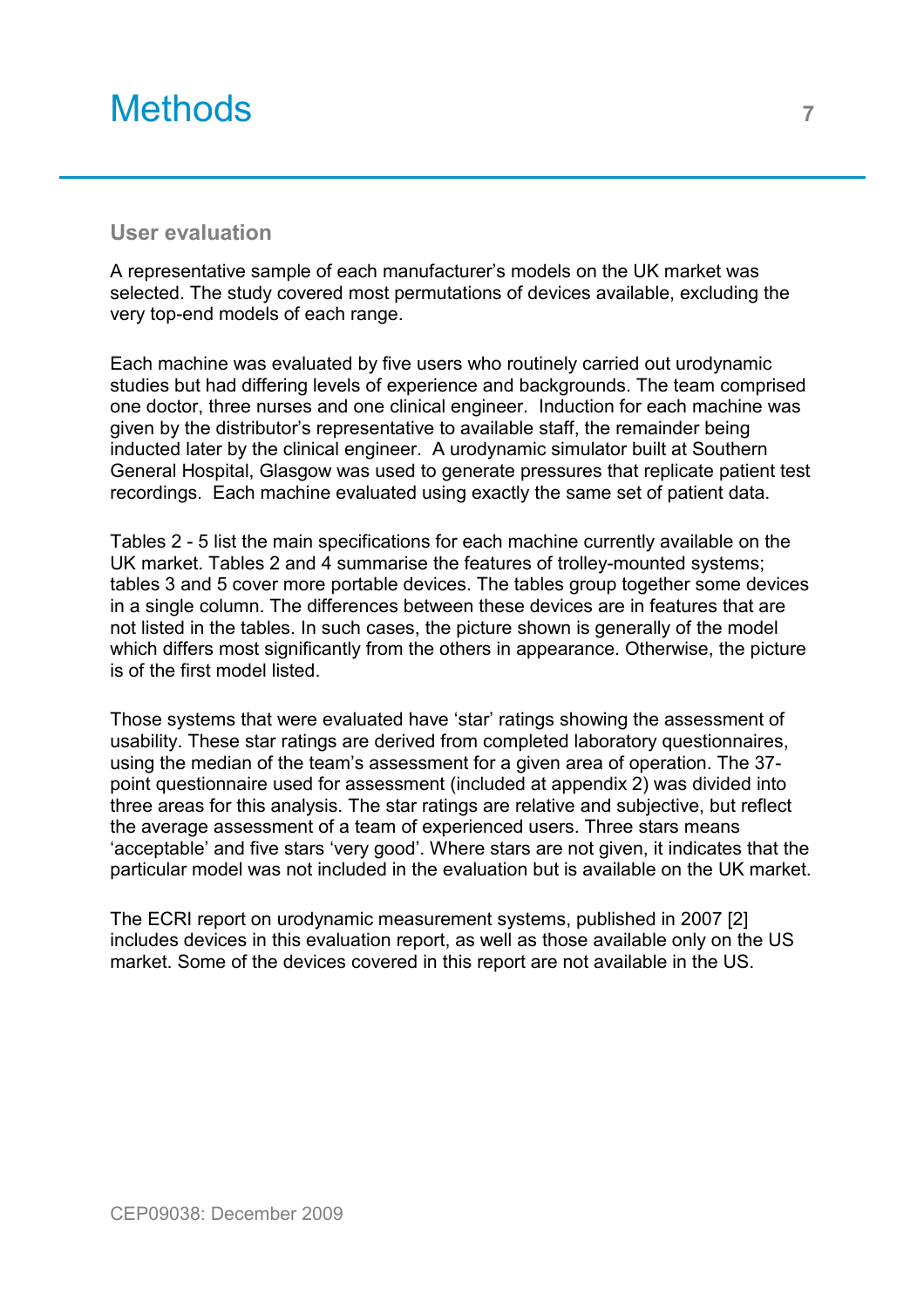# Methods

## User evaluation

A representative sample of each manufacturer's models on the UK market was selected. The study covered most permutations of devices available, excluding the very top-end models of each range.

Each machine was evaluated by five users who routinely carried out urodynamic studies but had differing levels of experience and backgrounds. The team comprised one doctor, three nurses and one clinical engineer. Induction for each machine was given by the distributor's representative to available staff, the remainder being inducted later by the clinical engineer. A urodynamic simulator built at Southern General Hospital, Glasgow was used to generate pressures that replicate patient test recordings. Each machine evaluated using exactly the same set of patient data.

Tables 2 - 5 list the main specifications for each machine currently available on the UK market. Tables 2 and 4 summarise the features of trolley-mounted systems; tables 3 and 5 cover more portable devices. The tables group together some devices in a single column. The differences between these devices are in features that are not listed in the tables. In such cases, the picture shown is generally of the model which differs most significantly from the others in appearance. Otherwise, the picture is of the first model listed.

Those systems that were evaluated have 'star' ratings showing the assessment of usability. These star ratings are derived from completed laboratory questionnaires, using the median of the team's assessment for a given area of operation. The 37-point questionnaire used for assessment (included at appendix 2) was divided into three areas for this analysis. The star ratings are relative and subjective, but reflect the average assessment of a team of experienced users. Three stars means 'acceptable' and five stars 'very good'. Where stars are not given, it indicates that the particular model was not included in the evaluation but is available on the UK market.

The ECRI report on urodynamic measurement systems, published in 2007 [2] includes devices in this evaluation report, as well as those available only on the US market. Some of the devices covered in this report are not available in the US.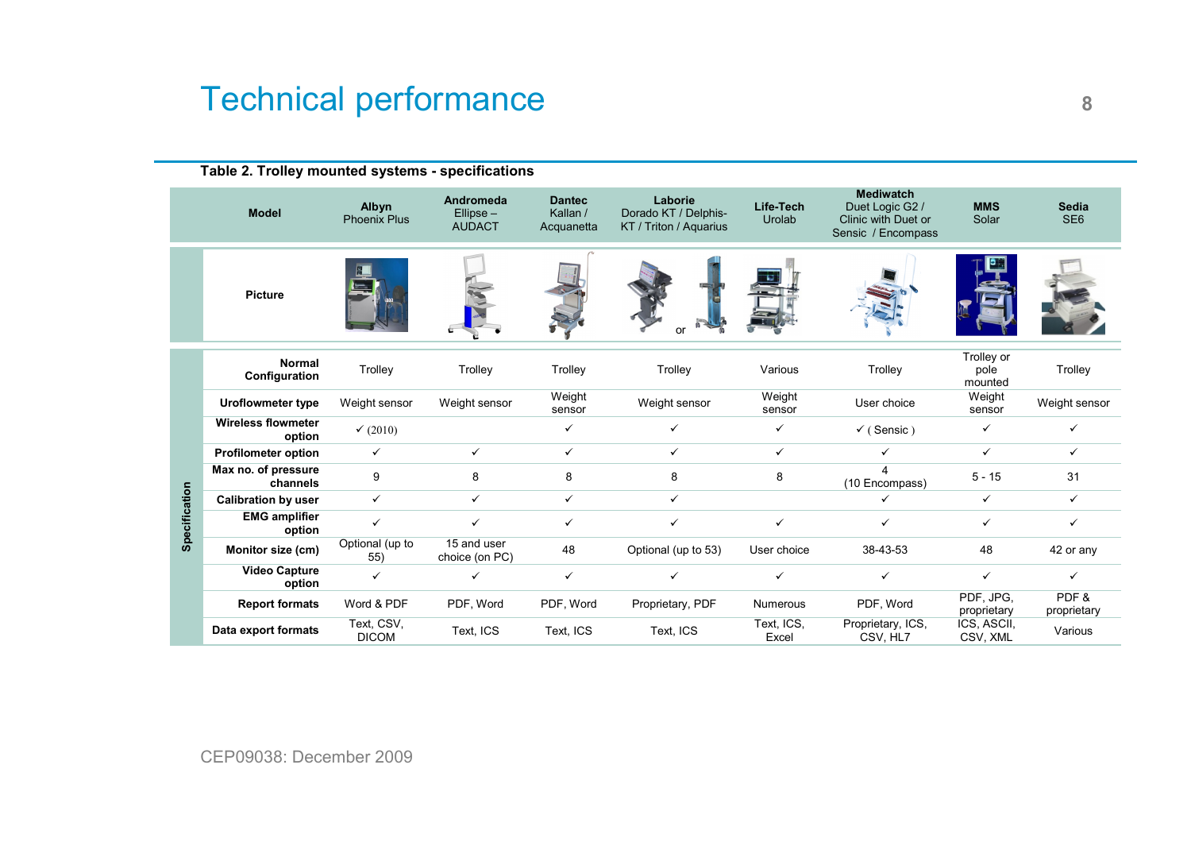# Technical performance

**Table 2. Trolley mounted systems - specifications**

| Model | **Albyn** Phoenix Plus | **Andromeda** Ellipse – AUDACT | **Dantec** Kallan / Acquanetta | **Laborie** Dorado KT / Delphis-KT / Triton / Aquarius | **Life-Tech** Urolab | **Mediwatch** Duet Logic G2 / Clinic with Duet or Sensic / Encompass | **MMS** Solar | **Sedia** SE6 |
|---|---|---|---|---|---|---|---|---|
| **Picture** | | | | or | | | | |
| **Normal Configuration** | Trolley | Trolley | Trolley | Trolley | Various | Trolley | Trolley or pole mounted | Trolley |
| **Uroflowmeter type** | Weight sensor | Weight sensor | Weight sensor | Weight sensor | Weight sensor | User choice | Weight sensor | Weight sensor |
| **Wireless flowmeter option** | ✓ (2010) | | ✓ | ✓ | ✓ | ✓ ( Sensic ) | ✓ | ✓ |
| **Profilometer option** | ✓ | ✓ | ✓ | ✓ | ✓ | ✓ | ✓ | ✓ |
| **Max no. of pressure channels** | 9 | 8 | 8 | 8 | 8 | 4 (10 Encompass) | 5 - 15 | 31 |
| **Calibration by user** | ✓ | ✓ | ✓ | ✓ | | ✓ | ✓ | ✓ |
| **EMG amplifier option** | ✓ | ✓ | ✓ | ✓ | ✓ | ✓ | ✓ | ✓ |
| **Monitor size (cm)** | Optional (up to 55) | 15 and user choice (on PC) | 48 | Optional (up to 53) | User choice | 38-43-53 | 48 | 42 or any |
| **Video Capture option** | ✓ | ✓ | ✓ | ✓ | ✓ | ✓ | ✓ | ✓ |
| **Report formats** | Word & PDF | PDF, Word | PDF, Word | Proprietary, PDF | Numerous | PDF, Word | PDF, JPG, proprietary | PDF & proprietary |
| **Data export formats** | Text, CSV, DICOM | Text, ICS | Text, ICS | Text, ICS | Text, ICS, Excel | Proprietary, ICS, CSV, HL7 | ICS, ASCII, CSV, XML | Various |

CEP09038: December 2009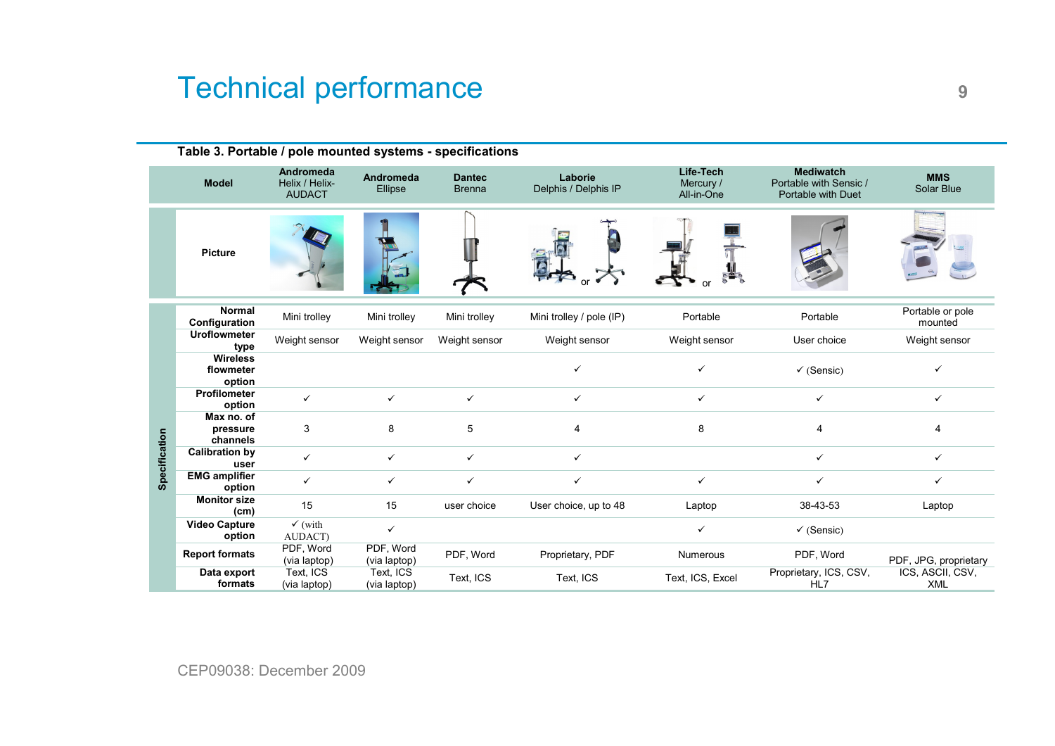# Technical performance

**Table 3. Portable / pole mounted systems - specifications**

| | Model | Andromeda Helix / Helix-AUDACT | Andromeda Ellipse | Dantec Brenna | Laborie Delphis / Delphis IP | Life-Tech Mercury / All-in-One | Mediwatch Portable with Sensic / Portable with Duet | MMS Solar Blue |
|---|---|---|---|---|---|---|---|---|
| | Picture | | | | or | or | | |
| Specification | Normal Configuration | Mini trolley | Mini trolley | Mini trolley | Mini trolley / pole (IP) | Portable | Portable | Portable or pole mounted |
| | Uroflowmeter type | Weight sensor | Weight sensor | Weight sensor | Weight sensor | Weight sensor | User choice | Weight sensor |
| | Wireless flowmeter option | | | | ✓ | ✓ | ✓ (Sensic) | ✓ |
| | Profilometer option | ✓ | ✓ | ✓ | ✓ | ✓ | ✓ | ✓ |
| | Max no. of pressure channels | 3 | 8 | 5 | 4 | 8 | 4 | 4 |
| | Calibration by user | ✓ | ✓ | ✓ | ✓ | | ✓ | ✓ |
| | EMG amplifier option | ✓ | ✓ | ✓ | ✓ | ✓ | ✓ | ✓ |
| | Monitor size (cm) | 15 | 15 | user choice | User choice, up to 48 | Laptop | 38-43-53 | Laptop |
| | Video Capture option | ✓ (with AUDACT) | ✓ | | | ✓ | ✓ (Sensic) | |
| | Report formats | PDF, Word (via laptop) | PDF, Word (via laptop) | PDF, Word | Proprietary, PDF | Numerous | PDF, Word | PDF, JPG, proprietary |
| | Data export formats | Text, ICS (via laptop) | Text, ICS (via laptop) | Text, ICS | Text, ICS | Text, ICS, Excel | Proprietary, ICS, CSV, HL7 | ICS, ASCII, CSV, XML |

CEP09038: December 2009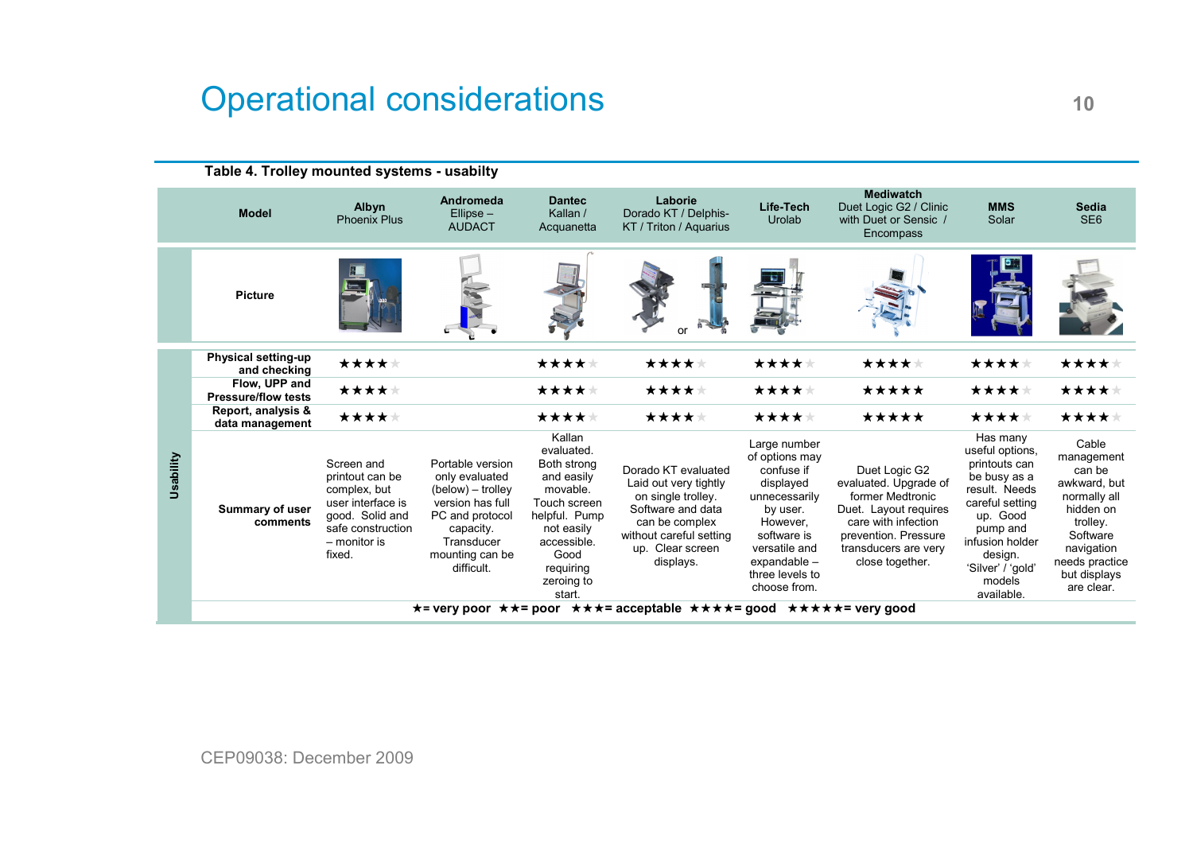# Operational considerations

**Table 4. Trolley mounted systems - usabilty**

| | Model | Albyn Phoenix Plus | Andromeda Ellipse – AUDACT | Dantec Kallan / Acquanetta | Laborie Dorado KT / Delphis-KT / Triton / Aquarius | Life-Tech Urolab | Mediwatch Duet Logic G2 / Clinic with Duet or Sensic / Encompass | MMS Solar | Sedia SE6 |
|---|---|---|---|---|---|---|---|---|---|
| | Picture | | | | or | | | | |
| Usability | Physical setting-up and checking | ★★★★ | | ★★★★ | ★★★★ | ★★★★ | ★★★★ | ★★★★ | ★★★★ |
| | Flow, UPP and Pressure/flow tests | ★★★★ | | ★★★★ | ★★★★ | ★★★★ | ★★★★★ | ★★★★ | ★★★★ |
| | Report, analysis & data management | ★★★★ | | ★★★★ | ★★★★ | ★★★★ | ★★★★★ | ★★★★ | ★★★★ |
| | Summary of user comments | Screen and printout can be complex, but user interface is good. Solid and safe construction – monitor is fixed. | Portable version only evaluated (below) – trolley version has full PC and protocol capacity. Transducer mounting can be difficult. | Kallan evaluated. Both strong and easily movable. Touch screen helpful. Pump not easily accessible. Good requiring zeroing to start. | Dorado KT evaluated Laid out very tightly on single trolley. Software and data can be complex without careful setting up. Clear screen displays. | Large number of options may confuse if displayed unnecessarily by user. However, software is versatile and expandable – three levels to choose from. | Duet Logic G2 evaluated. Upgrade of former Medtronic Duet. Layout requires care with infection prevention. Pressure transducers are very close together. | Has many useful options, printouts can be busy as a result. Needs careful setting up. Good pump and infusion holder design. 'Silver' / 'gold' models available. | Cable management can be awkward, but normally all hidden on trolley. Software navigation needs practice but displays are clear. |

★= very poor ★★= poor ★★★= acceptable ★★★★= good ★★★★★= very good

CEP09038: December 2009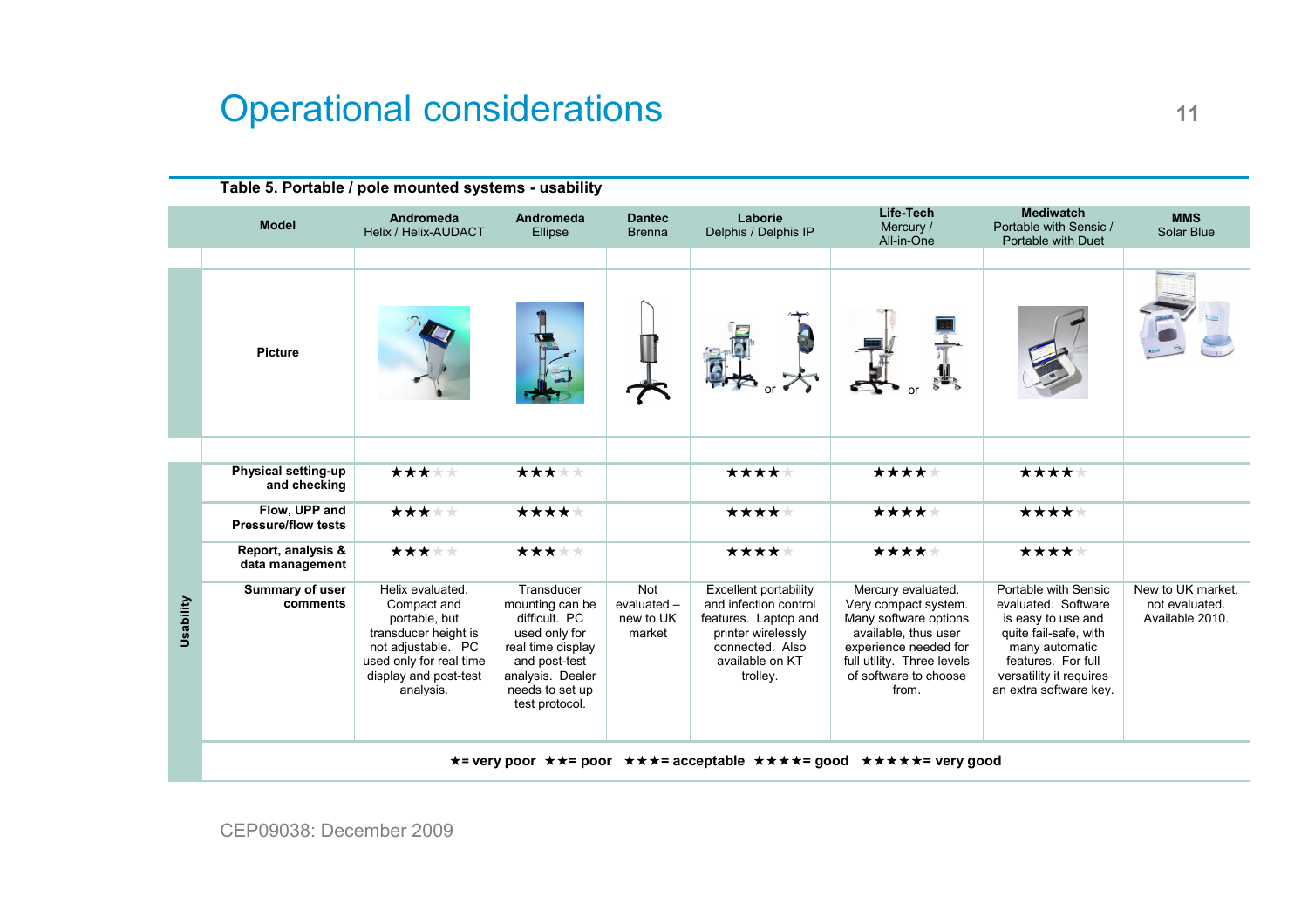# Operational considerations

**Table 5. Portable / pole mounted systems - usability**

| | Model | Andromeda Helix / Helix-AUDACT | Andromeda Ellipse | Dantec Brenna | Laborie Delphis / Delphis IP | Life-Tech Mercury / All-in-One | Mediwatch Portable with Sensic / Portable with Duet | MMS Solar Blue |
|---|---|---|---|---|---|---|---|---|
| | Picture | | | | or | or | | |
| Usability | Physical setting-up and checking | ★★★ | ★★★ | | ★★★★ | ★★★★ | ★★★★ | |
| | Flow, UPP and Pressure/flow tests | ★★★ | ★★★★ | | ★★★★ | ★★★★ | ★★★★ | |
| | Report, analysis & data management | ★★★ | ★★★ | | ★★★★ | ★★★★ | ★★★★ | |
| | Summary of user comments | Helix evaluated. Compact and portable, but transducer height is not adjustable. PC used only for real time display and post-test analysis. | Transducer mounting can be difficult. PC used only for real time display and post-test analysis. Dealer needs to set up test protocol. | Not evaluated – new to UK market | Excellent portability and infection control features. Laptop and printer wirelessly connected. Also available on KT trolley. | Mercury evaluated. Very compact system. Many software options available, thus user experience needed for full utility. Three levels of software to choose from. | Portable with Sensic evaluated. Software is easy to use and quite fail-safe, with many automatic features. For full versatility it requires an extra software key. | New to UK market, not evaluated. Available 2010. |

★= very poor ★★= poor ★★★= acceptable ★★★★= good ★★★★★= very good

CEP09038: December 2009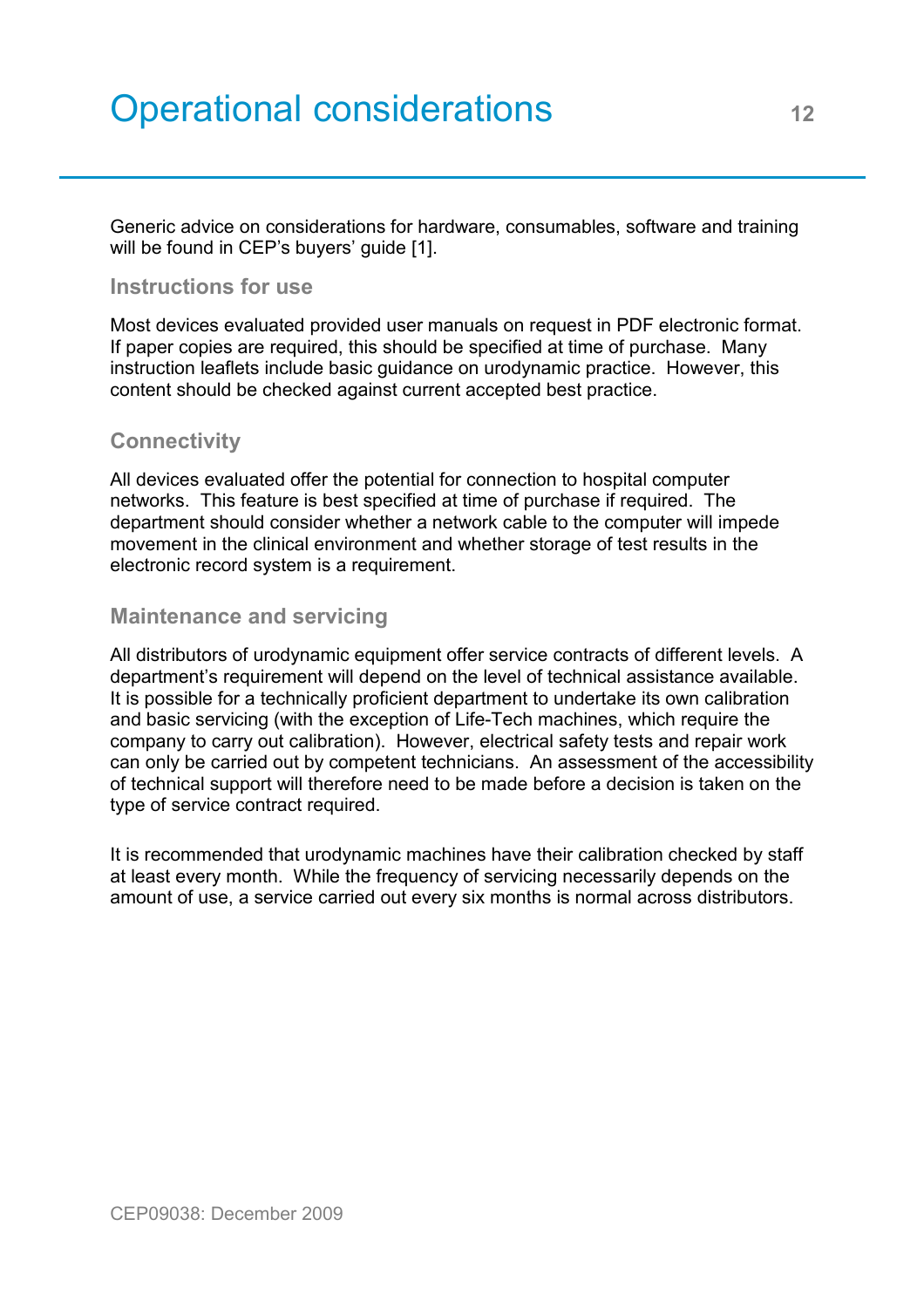# Operational considerations

Generic advice on considerations for hardware, consumables, software and training will be found in CEP's buyers' guide [1].

## Instructions for use

Most devices evaluated provided user manuals on request in PDF electronic format. If paper copies are required, this should be specified at time of purchase. Many instruction leaflets include basic guidance on urodynamic practice. However, this content should be checked against current accepted best practice.

## Connectivity

All devices evaluated offer the potential for connection to hospital computer networks. This feature is best specified at time of purchase if required. The department should consider whether a network cable to the computer will impede movement in the clinical environment and whether storage of test results in the electronic record system is a requirement.

## Maintenance and servicing

All distributors of urodynamic equipment offer service contracts of different levels. A department's requirement will depend on the level of technical assistance available. It is possible for a technically proficient department to undertake its own calibration and basic servicing (with the exception of Life-Tech machines, which require the company to carry out calibration). However, electrical safety tests and repair work can only be carried out by competent technicians. An assessment of the accessibility of technical support will therefore need to be made before a decision is taken on the type of service contract required.

It is recommended that urodynamic machines have their calibration checked by staff at least every month. While the frequency of servicing necessarily depends on the amount of use, a service carried out every six months is normal across distributors.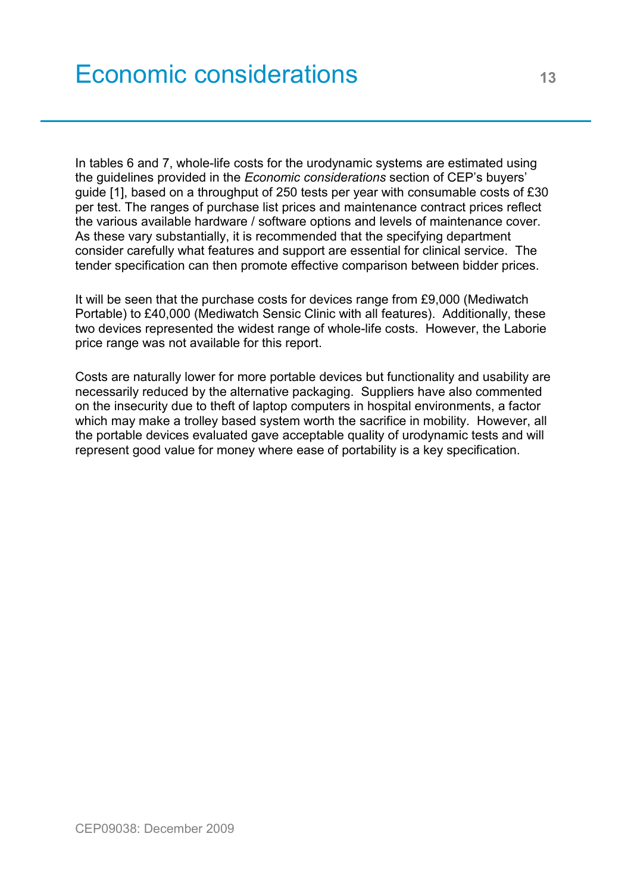# Economic considerations

In tables 6 and 7, whole-life costs for the urodynamic systems are estimated using the guidelines provided in the *Economic considerations* section of CEP's buyers' guide [1], based on a throughput of 250 tests per year with consumable costs of £30 per test. The ranges of purchase list prices and maintenance contract prices reflect the various available hardware / software options and levels of maintenance cover. As these vary substantially, it is recommended that the specifying department consider carefully what features and support are essential for clinical service. The tender specification can then promote effective comparison between bidder prices.

It will be seen that the purchase costs for devices range from £9,000 (Mediwatch Portable) to £40,000 (Mediwatch Sensic Clinic with all features). Additionally, these two devices represented the widest range of whole-life costs. However, the Laborie price range was not available for this report.

Costs are naturally lower for more portable devices but functionality and usability are necessarily reduced by the alternative packaging. Suppliers have also commented on the insecurity due to theft of laptop computers in hospital environments, a factor which may make a trolley based system worth the sacrifice in mobility. However, all the portable devices evaluated gave acceptable quality of urodynamic tests and will represent good value for money where ease of portability is a key specification.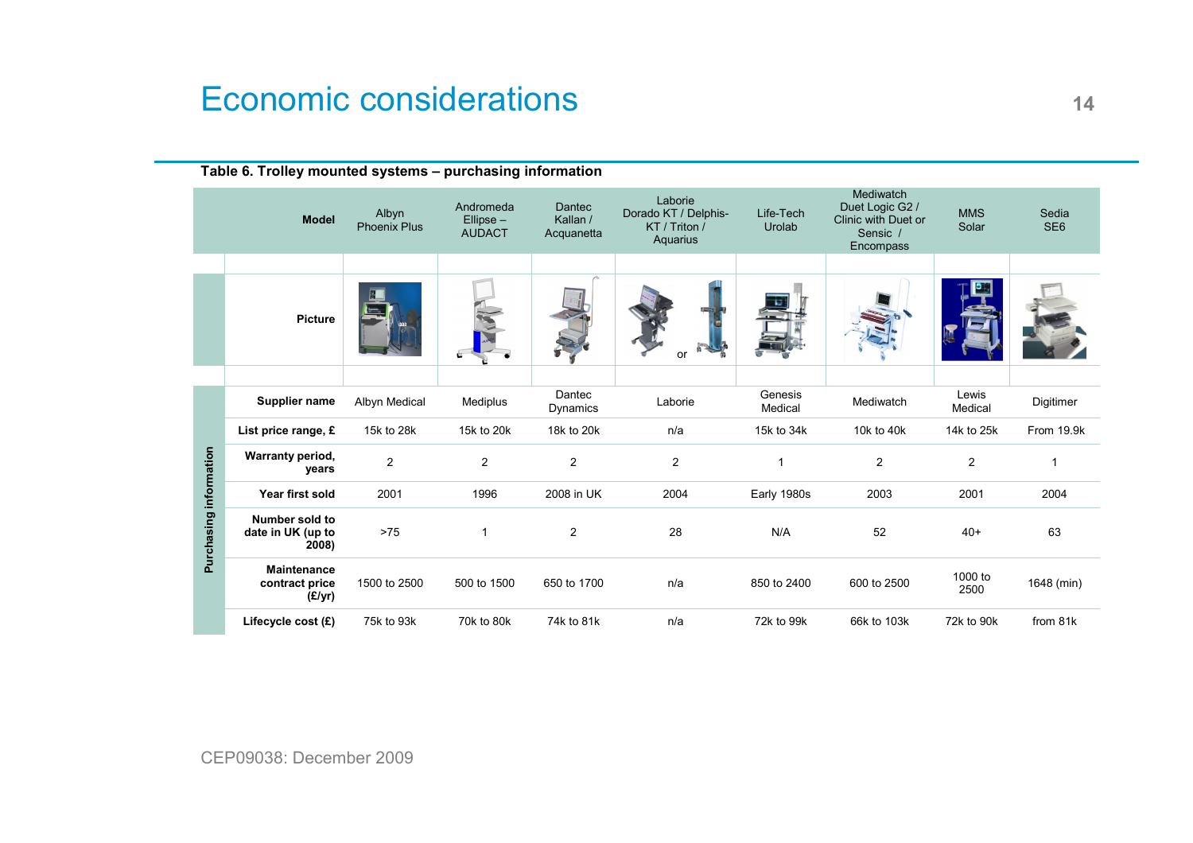# Economic considerations

**Table 6. Trolley mounted systems – purchasing information**

| | Model | Albyn Phoenix Plus | Andromeda Ellipse – AUDACT | Dantec Kallan / Acquanetta | Laborie Dorado KT / Delphis-KT / Triton / Aquarius | Life-Tech Urolab | Mediwatch Duet Logic G2 / Clinic with Duet or Sensic / Encompass | MMS Solar | Sedia SE6 |
|---|---|---|---|---|---|---|---|---|---|
| | Picture | | | | or | | | | |
| Purchasing information | Supplier name | Albyn Medical | Mediplus | Dantec Dynamics | Laborie | Genesis Medical | Mediwatch | Lewis Medical | Digitimer |
| | List price range, £ | 15k to 28k | 15k to 20k | 18k to 20k | n/a | 15k to 34k | 10k to 40k | 14k to 25k | From 19.9k |
| | Warranty period, years | 2 | 2 | 2 | 2 | 1 | 2 | 2 | 1 |
| | Year first sold | 2001 | 1996 | 2008 in UK | 2004 | Early 1980s | 2003 | 2001 | 2004 |
| | Number sold to date in UK (up to 2008) | >75 | 1 | 2 | 28 | N/A | 52 | 40+ | 63 |
| | Maintenance contract price (£/yr) | 1500 to 2500 | 500 to 1500 | 650 to 1700 | n/a | 850 to 2400 | 600 to 2500 | 1000 to 2500 | 1648 (min) |
| | Lifecycle cost (£) | 75k to 93k | 70k to 80k | 74k to 81k | n/a | 72k to 99k | 66k to 103k | 72k to 90k | from 81k |

CEP09038: December 2009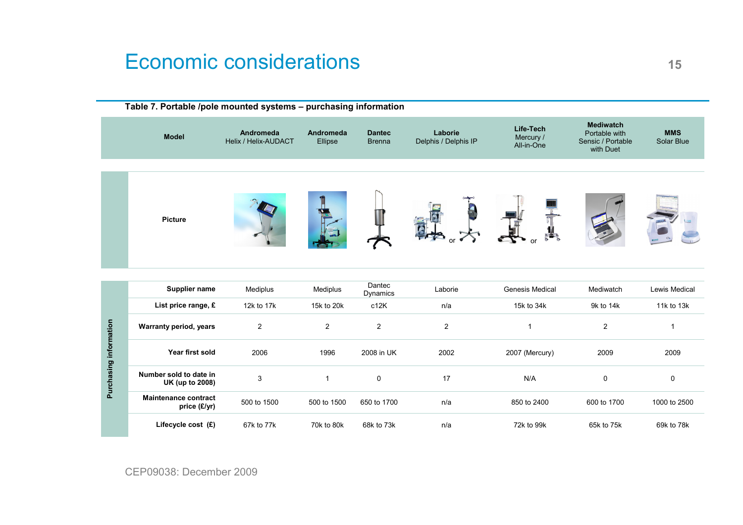# Economic considerations

**Table 7. Portable /pole mounted systems – purchasing information**

| Model | Andromeda Helix / Helix-AUDACT | Andromeda Ellipse | Dantec Brenna | Laborie Delphis / Delphis IP | Life-Tech Mercury / All-in-One | Mediwatch Portable with Sensic / Portable with Duet | MMS Solar Blue |
|---|---|---|---|---|---|---|---|
| Picture | | | | or | or | | |
| **Purchasing information** | | | | | | | |
| Supplier name | Mediplus | Mediplus | Dantec Dynamics | Laborie | Genesis Medical | Mediwatch | Lewis Medical |
| List price range, £ | 12k to 17k | 15k to 20k | c12K | n/a | 15k to 34k | 9k to 14k | 11k to 13k |
| Warranty period, years | 2 | 2 | 2 | 2 | 1 | 2 | 1 |
| Year first sold | 2006 | 1996 | 2008 in UK | 2002 | 2007 (Mercury) | 2009 | 2009 |
| Number sold to date in UK (up to 2008) | 3 | 1 | 0 | 17 | N/A | 0 | 0 |
| Maintenance contract price (£/yr) | 500 to 1500 | 500 to 1500 | 650 to 1700 | n/a | 850 to 2400 | 600 to 1700 | 1000 to 2500 |
| Lifecycle cost (£) | 67k to 77k | 70k to 80k | 68k to 73k | n/a | 72k to 99k | 65k to 75k | 69k to 78k |

CEP09038: December 2009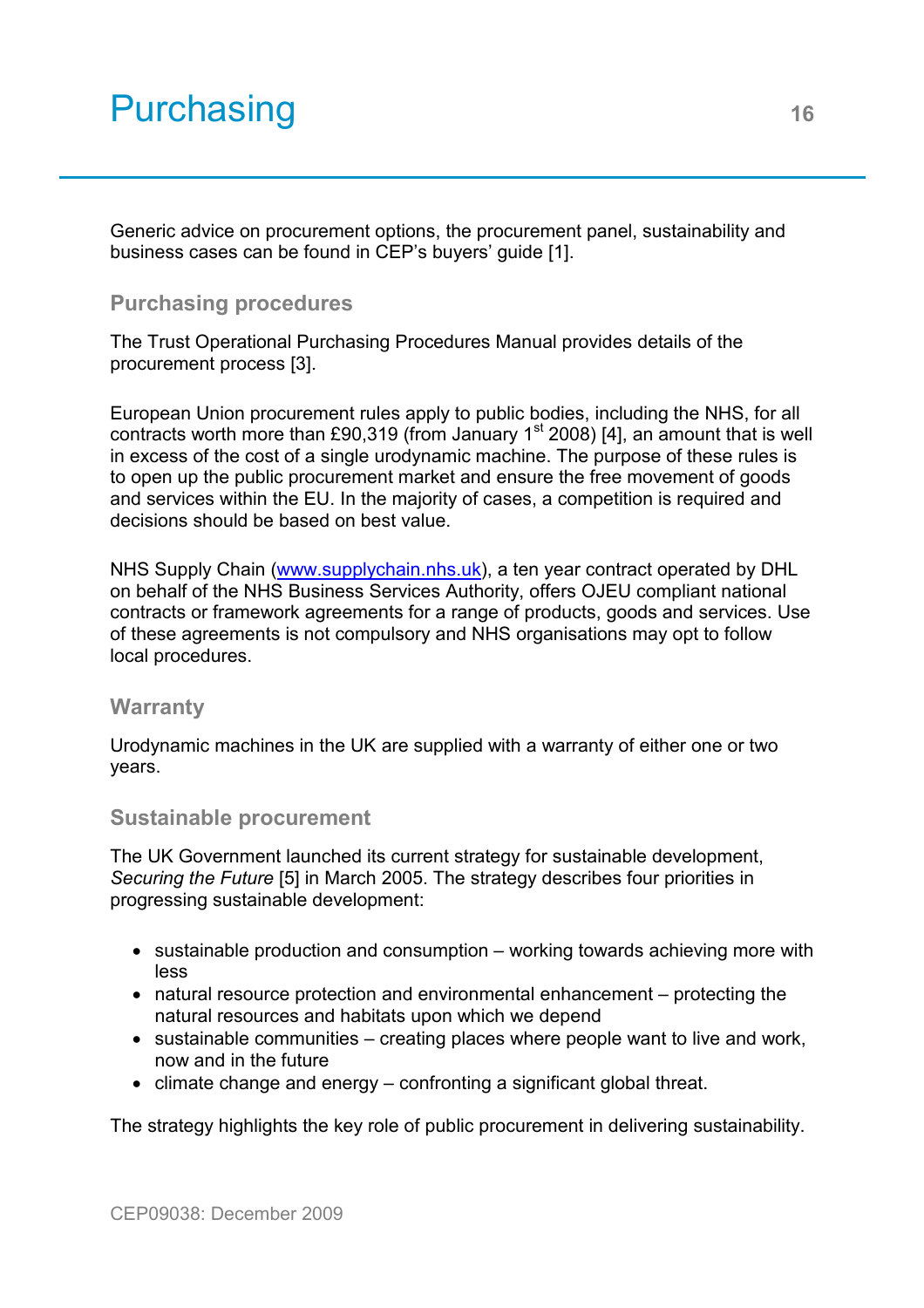# Purchasing

Generic advice on procurement options, the procurement panel, sustainability and business cases can be found in CEP's buyers' guide [1].

## Purchasing procedures

The Trust Operational Purchasing Procedures Manual provides details of the procurement process [3].

European Union procurement rules apply to public bodies, including the NHS, for all contracts worth more than £90,319 (from January 1st 2008) [4], an amount that is well in excess of the cost of a single urodynamic machine. The purpose of these rules is to open up the public procurement market and ensure the free movement of goods and services within the EU. In the majority of cases, a competition is required and decisions should be based on best value.

NHS Supply Chain (www.supplychain.nhs.uk), a ten year contract operated by DHL on behalf of the NHS Business Services Authority, offers OJEU compliant national contracts or framework agreements for a range of products, goods and services. Use of these agreements is not compulsory and NHS organisations may opt to follow local procedures.

## Warranty

Urodynamic machines in the UK are supplied with a warranty of either one or two years.

## Sustainable procurement

The UK Government launched its current strategy for sustainable development, *Securing the Future* [5] in March 2005. The strategy describes four priorities in progressing sustainable development:

- sustainable production and consumption – working towards achieving more with less
- natural resource protection and environmental enhancement – protecting the natural resources and habitats upon which we depend
- sustainable communities – creating places where people want to live and work, now and in the future
- climate change and energy – confronting a significant global threat.

The strategy highlights the key role of public procurement in delivering sustainability.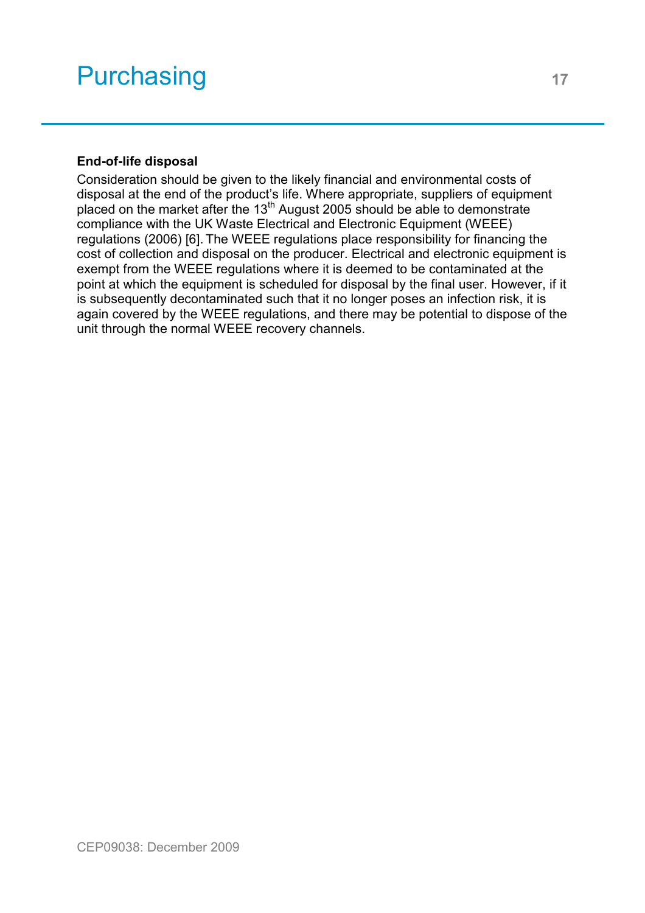# Purchasing

**End-of-life disposal**

Consideration should be given to the likely financial and environmental costs of disposal at the end of the product's life. Where appropriate, suppliers of equipment placed on the market after the 13th August 2005 should be able to demonstrate compliance with the UK Waste Electrical and Electronic Equipment (WEEE) regulations (2006) [6]. The WEEE regulations place responsibility for financing the cost of collection and disposal on the producer. Electrical and electronic equipment is exempt from the WEEE regulations where it is deemed to be contaminated at the point at which the equipment is scheduled for disposal by the final user. However, if it is subsequently decontaminated such that it no longer poses an infection risk, it is again covered by the WEEE regulations, and there may be potential to dispose of the unit through the normal WEEE recovery channels.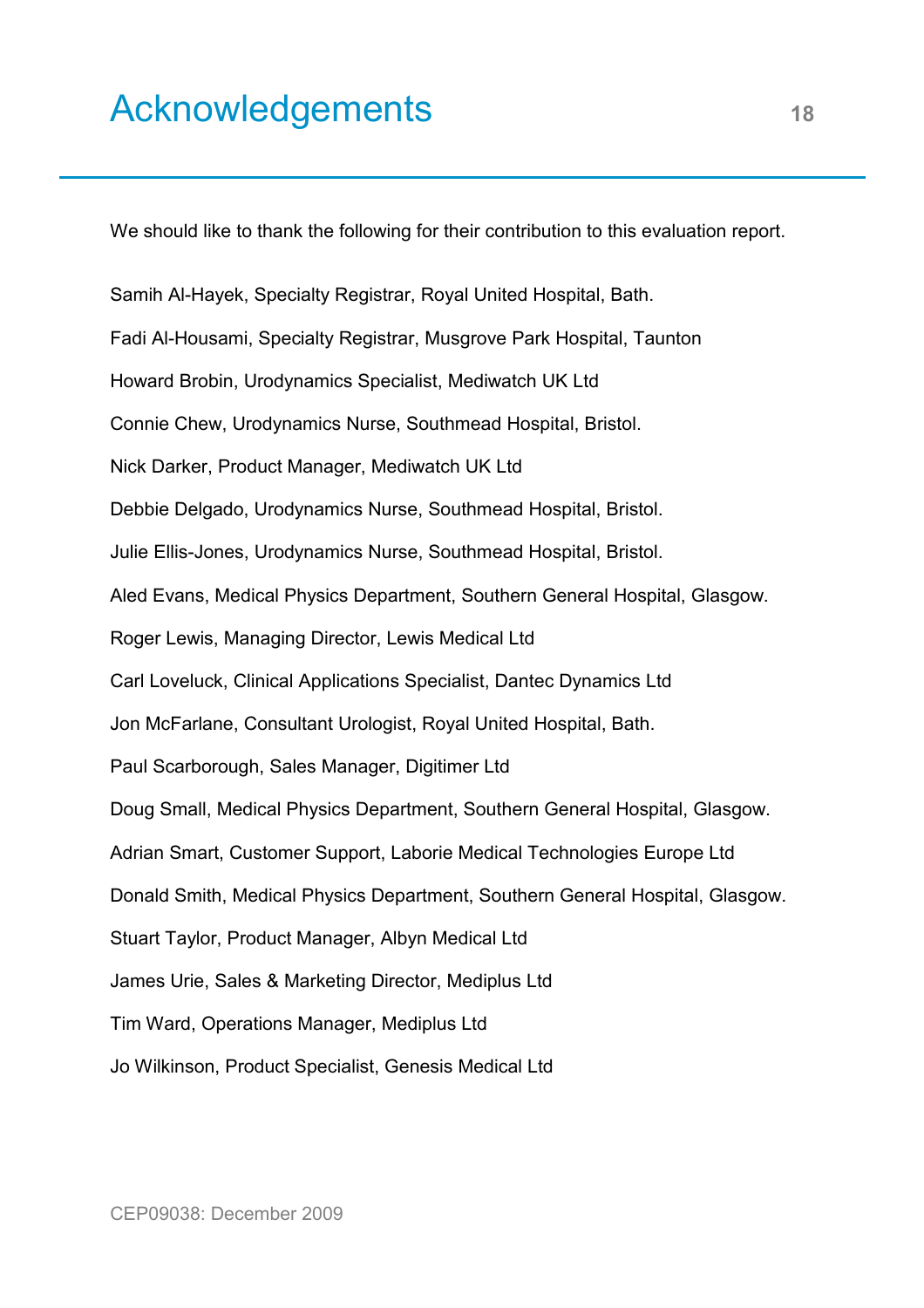# Acknowledgements

We should like to thank the following for their contribution to this evaluation report.

Samih Al-Hayek, Specialty Registrar, Royal United Hospital, Bath.

Fadi Al-Housami, Specialty Registrar, Musgrove Park Hospital, Taunton

Howard Brobin, Urodynamics Specialist, Mediwatch UK Ltd

Connie Chew, Urodynamics Nurse, Southmead Hospital, Bristol.

Nick Darker, Product Manager, Mediwatch UK Ltd

Debbie Delgado, Urodynamics Nurse, Southmead Hospital, Bristol.

Julie Ellis-Jones, Urodynamics Nurse, Southmead Hospital, Bristol.

Aled Evans, Medical Physics Department, Southern General Hospital, Glasgow.

Roger Lewis, Managing Director, Lewis Medical Ltd

Carl Loveluck, Clinical Applications Specialist, Dantec Dynamics Ltd

Jon McFarlane, Consultant Urologist, Royal United Hospital, Bath.

Paul Scarborough, Sales Manager, Digitimer Ltd

Doug Small, Medical Physics Department, Southern General Hospital, Glasgow.

Adrian Smart, Customer Support, Laborie Medical Technologies Europe Ltd

Donald Smith, Medical Physics Department, Southern General Hospital, Glasgow.

Stuart Taylor, Product Manager, Albyn Medical Ltd

James Urie, Sales & Marketing Director, Mediplus Ltd

Tim Ward, Operations Manager, Mediplus Ltd

Jo Wilkinson, Product Specialist, Genesis Medical Ltd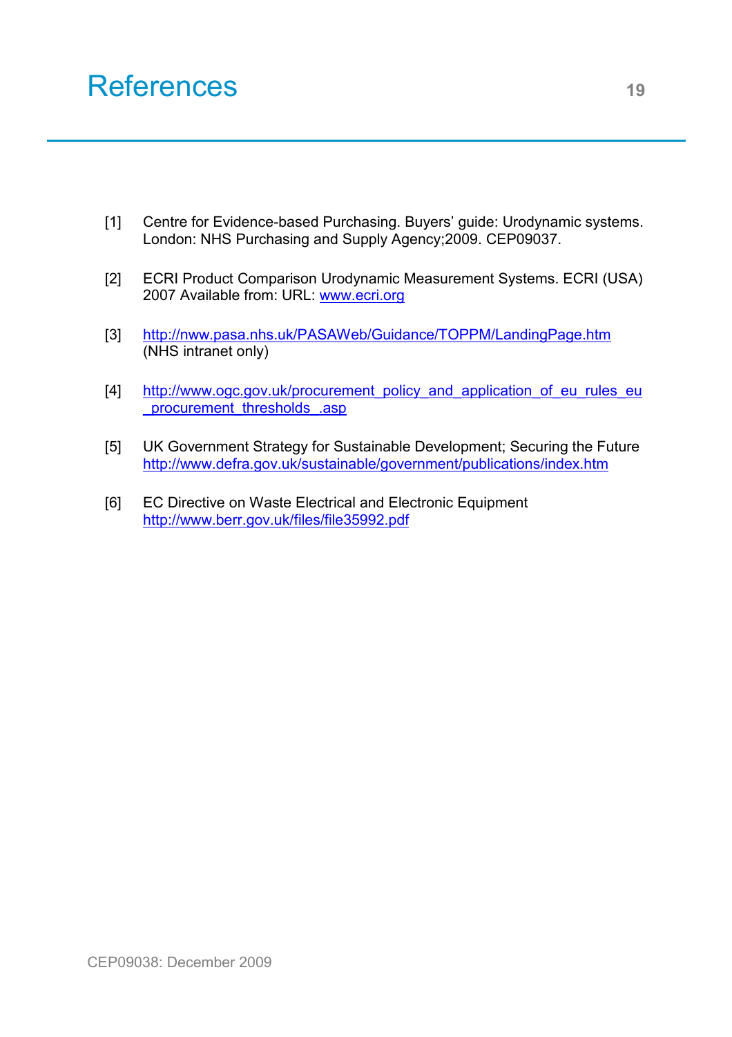# References

[1] Centre for Evidence-based Purchasing. Buyers' guide: Urodynamic systems. London: NHS Purchasing and Supply Agency;2009. CEP09037.

[2] ECRI Product Comparison Urodynamic Measurement Systems. ECRI (USA) 2007 Available from: URL: www.ecri.org

[3] http://nww.pasa.nhs.uk/PASAWeb/Guidance/TOPPM/LandingPage.htm (NHS intranet only)

[4] http://www.ogc.gov.uk/procurement_policy_and_application_of_eu_rules_eu_procurement_thresholds_.asp

[5] UK Government Strategy for Sustainable Development; Securing the Future http://www.defra.gov.uk/sustainable/government/publications/index.htm

[6] EC Directive on Waste Electrical and Electronic Equipment http://www.berr.gov.uk/files/file35992.pdf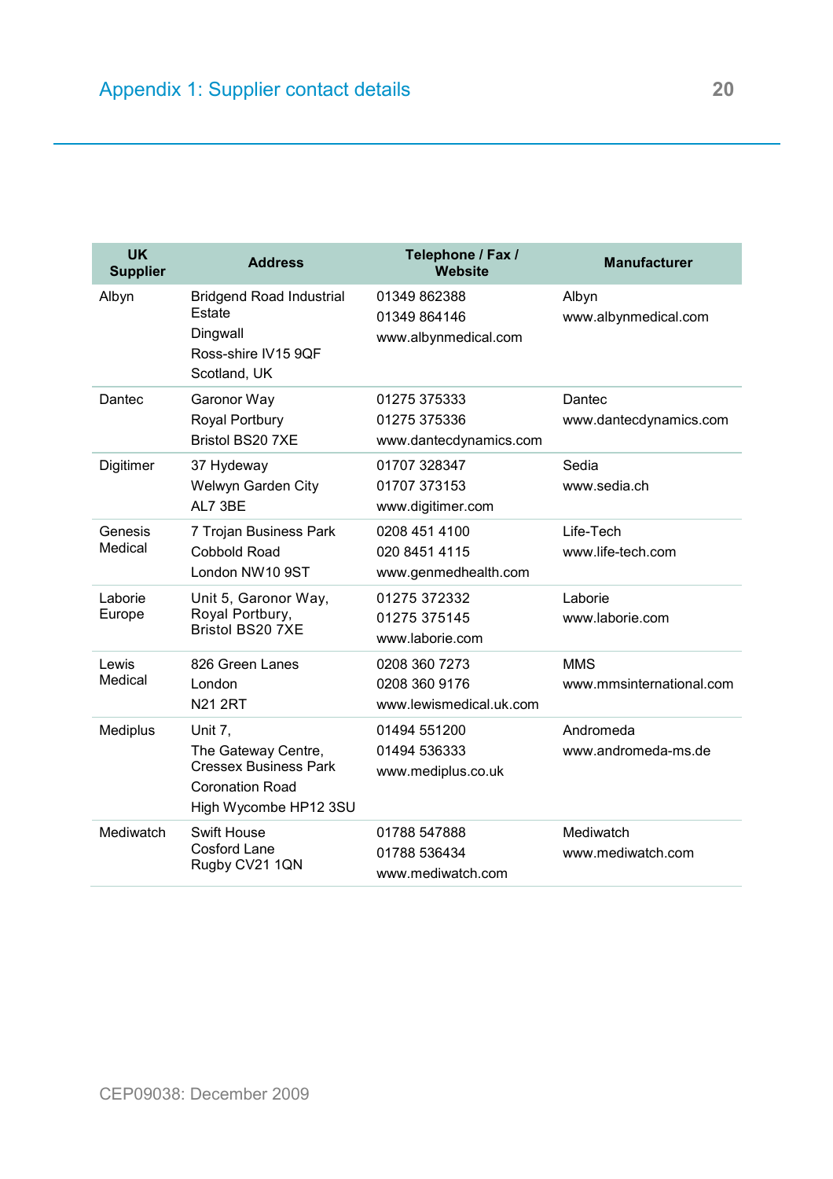# Appendix 1: Supplier contact details

| UK Supplier | Address | Telephone / Fax / Website | Manufacturer |
|---|---|---|---|
| Albyn | Bridgend Road Industrial Estate<br>Dingwall<br>Ross-shire IV15 9QF<br>Scotland, UK | 01349 862388<br>01349 864146<br>www.albynmedical.com | Albyn<br>www.albynmedical.com |
| Dantec | Garonor Way<br>Royal Portbury<br>Bristol BS20 7XE | 01275 375333<br>01275 375336<br>www.dantecdynamics.com | Dantec<br>www.dantecdynamics.com |
| Digitimer | 37 Hydeway<br>Welwyn Garden City<br>AL7 3BE | 01707 328347<br>01707 373153<br>www.digitimer.com | Sedia<br>www.sedia.ch |
| Genesis Medical | 7 Trojan Business Park<br>Cobbold Road<br>London NW10 9ST | 0208 451 4100<br>020 8451 4115<br>www.genmedhealth.com | Life-Tech<br>www.life-tech.com |
| Laborie Europe | Unit 5, Garonor Way,<br>Royal Portbury,<br>Bristol BS20 7XE | 01275 372332<br>01275 375145<br>www.laborie.com | Laborie<br>www.laborie.com |
| Lewis Medical | 826 Green Lanes<br>London<br>N21 2RT | 0208 360 7273<br>0208 360 9176<br>www.lewismedical.uk.com | MMS<br>www.mmsinternational.com |
| Mediplus | Unit 7,<br>The Gateway Centre,<br>Cressex Business Park<br>Coronation Road<br>High Wycombe HP12 3SU | 01494 551200<br>01494 536333<br>www.mediplus.co.uk | Andromeda<br>www.andromeda-ms.de |
| Mediwatch | Swift House<br>Cosford Lane<br>Rugby CV21 1QN | 01788 547888<br>01788 536434<br>www.mediwatch.com | Mediwatch<br>www.mediwatch.com |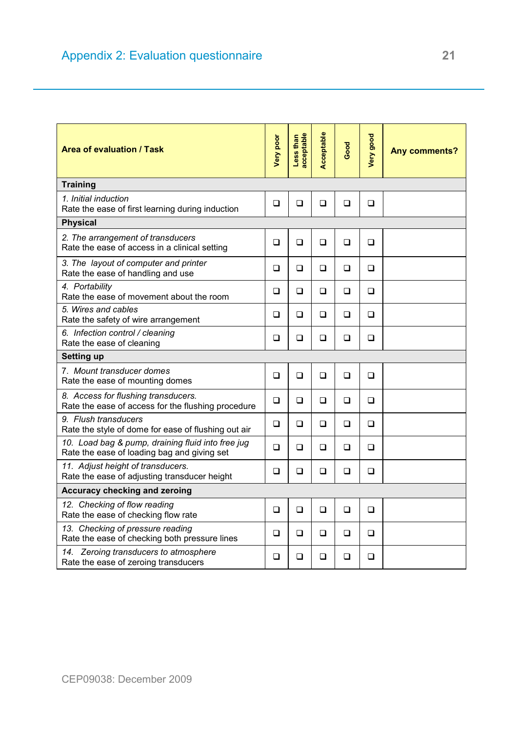## Appendix 2: Evaluation questionnaire

| Area of evaluation / Task | Very poor | Less than acceptable | Acceptable | Good | Very good | Any comments? |
|---|---|---|---|---|---|---|
| **Training** | | | | | | |
| *1. Initial induction*<br>Rate the ease of first learning during induction | ❑ | ❑ | ❑ | ❑ | ❑ | |
| **Physical** | | | | | | |
| *2. The arrangement of transducers*<br>Rate the ease of access in a clinical setting | ❑ | ❑ | ❑ | ❑ | ❑ | |
| *3. The layout of computer and printer*<br>Rate the ease of handling and use | ❑ | ❑ | ❑ | ❑ | ❑ | |
| *4. Portability*<br>Rate the ease of movement about the room | ❑ | ❑ | ❑ | ❑ | ❑ | |
| *5. Wires and cables*<br>Rate the safety of wire arrangement | ❑ | ❑ | ❑ | ❑ | ❑ | |
| *6. Infection control / cleaning*<br>Rate the ease of cleaning | ❑ | ❑ | ❑ | ❑ | ❑ | |
| **Setting up** | | | | | | |
| *7. Mount transducer domes*<br>Rate the ease of mounting domes | ❑ | ❑ | ❑ | ❑ | ❑ | |
| *8. Access for flushing transducers.*<br>Rate the ease of access for the flushing procedure | ❑ | ❑ | ❑ | ❑ | ❑ | |
| *9. Flush transducers*<br>Rate the style of dome for ease of flushing out air | ❑ | ❑ | ❑ | ❑ | ❑ | |
| *10. Load bag & pump, draining fluid into free jug*<br>Rate the ease of loading bag and giving set | ❑ | ❑ | ❑ | ❑ | ❑ | |
| *11. Adjust height of transducers.*<br>Rate the ease of adjusting transducer height | ❑ | ❑ | ❑ | ❑ | ❑ | |
| **Accuracy checking and zeroing** | | | | | | |
| *12. Checking of flow reading*<br>Rate the ease of checking flow rate | ❑ | ❑ | ❑ | ❑ | ❑ | |
| *13. Checking of pressure reading*<br>Rate the ease of checking both pressure lines | ❑ | ❑ | ❑ | ❑ | ❑ | |
| *14. Zeroing transducers to atmosphere*<br>Rate the ease of zeroing transducers | ❑ | ❑ | ❑ | ❑ | ❑ | |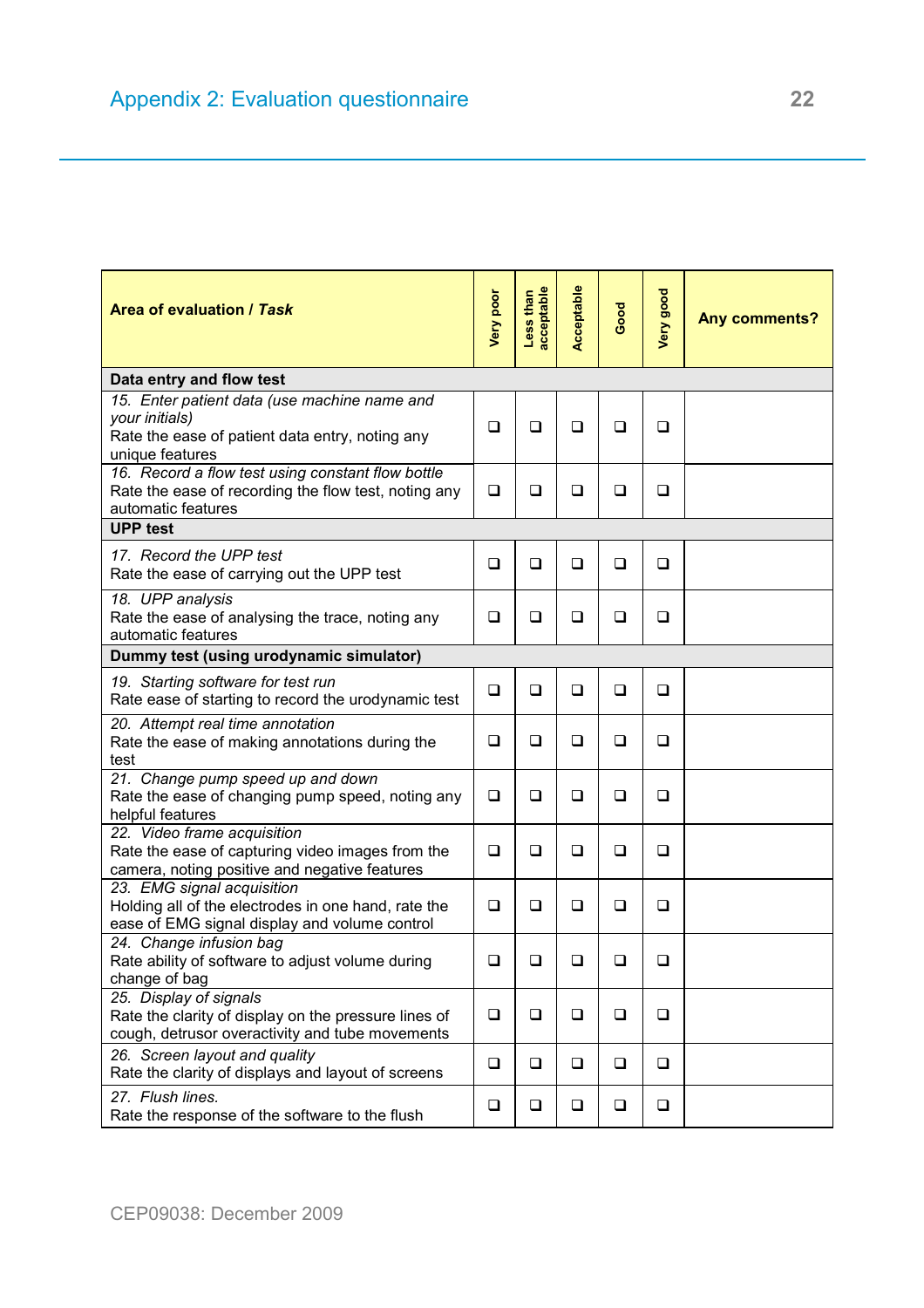## Appendix 2: Evaluation questionnaire

| Area of evaluation / *Task* | Very poor | Less than acceptable | Acceptable | Good | Very good | Any comments? |
|---|---|---|---|---|---|---|
| **Data entry and flow test** | | | | | | |
| *15. Enter patient data (use machine name and your initials)* Rate the ease of patient data entry, noting any unique features | ❑ | ❑ | ❑ | ❑ | ❑ | |
| *16. Record a flow test using constant flow bottle* Rate the ease of recording the flow test, noting any automatic features | ❑ | ❑ | ❑ | ❑ | ❑ | |
| **UPP test** | | | | | | |
| *17. Record the UPP test* Rate the ease of carrying out the UPP test | ❑ | ❑ | ❑ | ❑ | ❑ | |
| *18. UPP analysis* Rate the ease of analysing the trace, noting any automatic features | ❑ | ❑ | ❑ | ❑ | ❑ | |
| **Dummy test (using urodynamic simulator)** | | | | | | |
| *19. Starting software for test run* Rate ease of starting to record the urodynamic test | ❑ | ❑ | ❑ | ❑ | ❑ | |
| *20. Attempt real time annotation* Rate the ease of making annotations during the test | ❑ | ❑ | ❑ | ❑ | ❑ | |
| *21. Change pump speed up and down* Rate the ease of changing pump speed, noting any helpful features | ❑ | ❑ | ❑ | ❑ | ❑ | |
| *22. Video frame acquisition* Rate the ease of capturing video images from the camera, noting positive and negative features | ❑ | ❑ | ❑ | ❑ | ❑ | |
| *23. EMG signal acquisition* Holding all of the electrodes in one hand, rate the ease of EMG signal display and volume control | ❑ | ❑ | ❑ | ❑ | ❑ | |
| *24. Change infusion bag* Rate ability of software to adjust volume during change of bag | ❑ | ❑ | ❑ | ❑ | ❑ | |
| *25. Display of signals* Rate the clarity of display on the pressure lines of cough, detrusor overactivity and tube movements | ❑ | ❑ | ❑ | ❑ | ❑ | |
| *26. Screen layout and quality* Rate the clarity of displays and layout of screens | ❑ | ❑ | ❑ | ❑ | ❑ | |
| *27. Flush lines.* Rate the response of the software to the flush | ❑ | ❑ | ❑ | ❑ | ❑ | |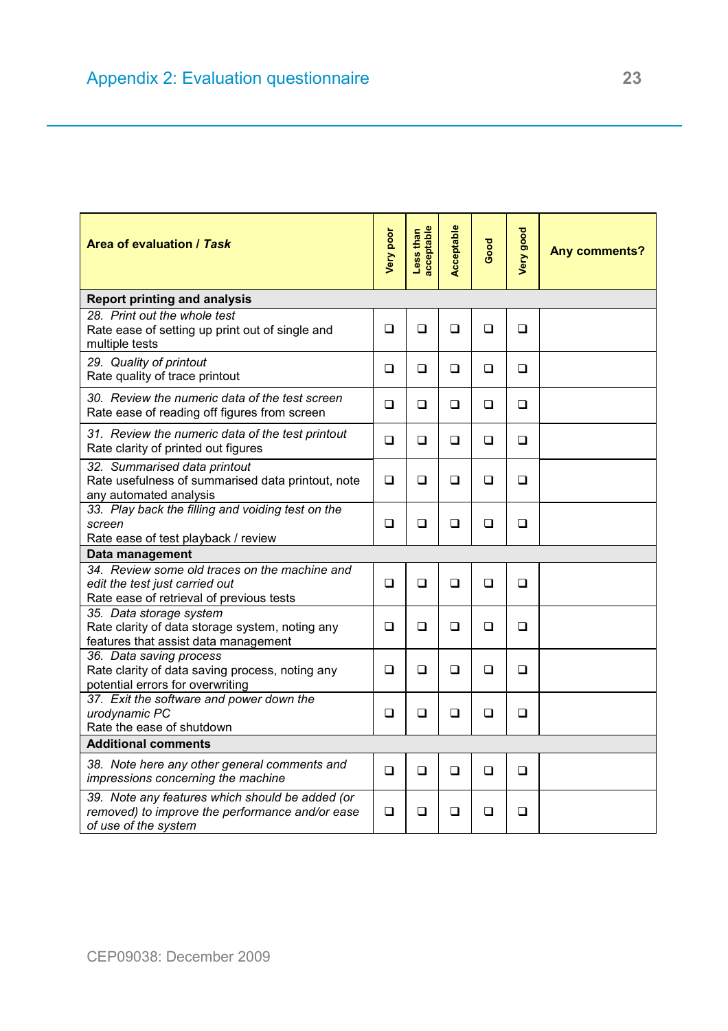## Appendix 2: Evaluation questionnaire

| **Area of evaluation / *Task*** | **Very poor** | **Less than acceptable** | **Acceptable** | **Good** | **Very good** | **Any comments?** |
|---|---|---|---|---|---|---|
| **Report printing and analysis** | | | | | | |
| *28. Print out the whole test*<br>Rate ease of setting up print out of single and multiple tests | ❑ | ❑ | ❑ | ❑ | ❑ | |
| *29. Quality of printout*<br>Rate quality of trace printout | ❑ | ❑ | ❑ | ❑ | ❑ | |
| *30. Review the numeric data of the test screen*<br>Rate ease of reading off figures from screen | ❑ | ❑ | ❑ | ❑ | ❑ | |
| *31. Review the numeric data of the test printout*<br>Rate clarity of printed out figures | ❑ | ❑ | ❑ | ❑ | ❑ | |
| *32. Summarised data printout*<br>Rate usefulness of summarised data printout, note any automated analysis | ❑ | ❑ | ❑ | ❑ | ❑ | |
| *33. Play back the filling and voiding test on the screen*<br>Rate ease of test playback / review | ❑ | ❑ | ❑ | ❑ | ❑ | |
| **Data management** | | | | | | |
| *34. Review some old traces on the machine and edit the test just carried out*<br>Rate ease of retrieval of previous tests | ❑ | ❑ | ❑ | ❑ | ❑ | |
| *35. Data storage system*<br>Rate clarity of data storage system, noting any features that assist data management | ❑ | ❑ | ❑ | ❑ | ❑ | |
| *36. Data saving process*<br>Rate clarity of data saving process, noting any potential errors for overwriting | ❑ | ❑ | ❑ | ❑ | ❑ | |
| *37. Exit the software and power down the urodynamic PC*<br>Rate the ease of shutdown | ❑ | ❑ | ❑ | ❑ | ❑ | |
| **Additional comments** | | | | | | |
| *38. Note here any other general comments and impressions concerning the machine* | ❑ | ❑ | ❑ | ❑ | ❑ | |
| *39. Note any features which should be added (or removed) to improve the performance and/or ease of use of the system* | ❑ | ❑ | ❑ | ❑ | ❑ | |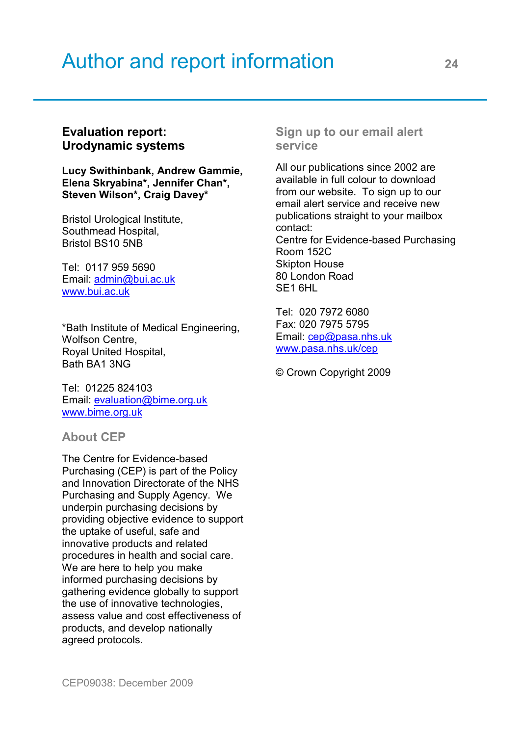# Author and report information

**Evaluation report:**
**Urodynamic systems**

**Lucy Swithinbank, Andrew Gammie, Elena Skryabina*, Jennifer Chan*, Steven Wilson*, Craig Davey***

Bristol Urological Institute,
Southmead Hospital,
Bristol BS10 5NB

Tel: 0117 959 5690
Email: admin@bui.ac.uk
www.bui.ac.uk

*Bath Institute of Medical Engineering,
Wolfson Centre,
Royal United Hospital,
Bath BA1 3NG

Tel: 01225 824103
Email: evaluation@bime.org.uk
www.bime.org.uk

## About CEP

The Centre for Evidence-based Purchasing (CEP) is part of the Policy and Innovation Directorate of the NHS Purchasing and Supply Agency. We underpin purchasing decisions by providing objective evidence to support the uptake of useful, safe and innovative products and related procedures in health and social care. We are here to help you make informed purchasing decisions by gathering evidence globally to support the use of innovative technologies, assess value and cost effectiveness of products, and develop nationally agreed protocols.

## Sign up to our email alert service

All our publications since 2002 are available in full colour to download from our website. To sign up to our email alert service and receive new publications straight to your mailbox contact:
Centre for Evidence-based Purchasing
Room 152C
Skipton House
80 London Road
SE1 6HL

Tel: 020 7972 6080
Fax: 020 7975 5795
Email: cep@pasa.nhs.uk
www.pasa.nhs.uk/cep

© Crown Copyright 2009

CEP09038: December 2009